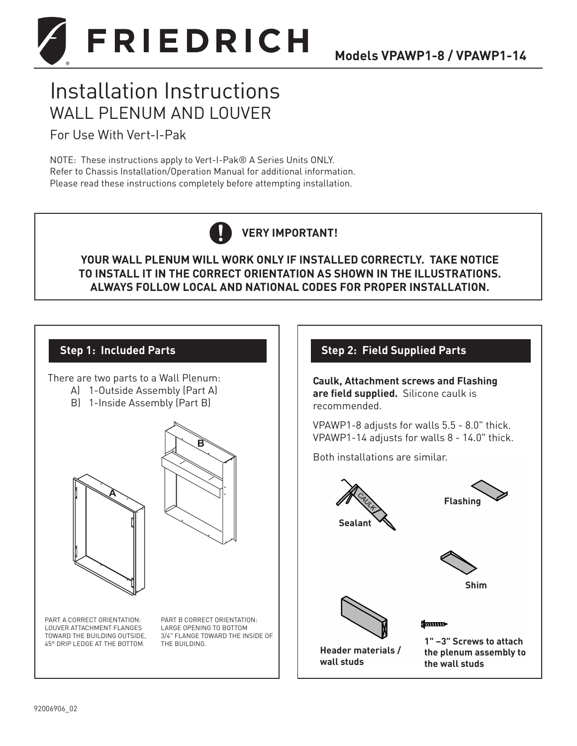# FRIEDRICH

**Models VPAWP1-8 / VPAWP1-14**

# Installation Instructions
## WALL PLENUM AND LOUVER
### For Use With Vert-I-Pak

NOTE: These instructions apply to Vert-I-Pak® A Series Units ONLY.
Refer to Chassis Installation/Operation Manual for additional information.
Please read these instructions completely before attempting installation.

**VERY IMPORTANT!**

**YOUR WALL PLENUM WILL WORK ONLY IF INSTALLED CORRECTLY. TAKE NOTICE TO INSTALL IT IN THE CORRECT ORIENTATION AS SHOWN IN THE ILLUSTRATIONS. ALWAYS FOLLOW LOCAL AND NATIONAL CODES FOR PROPER INSTALLATION.**

## Step 1: Included Parts

There are two parts to a Wall Plenum:

A) 1-Outside Assembly (Part A)
B) 1-Inside Assembly (Part B)

PART A CORRECT ORIENTATION: LOUVER ATTACHMENT FLANGES TOWARD THE BUILDING OUTSIDE, 45° DRIP LEDGE AT THE BOTTOM.

PART B CORRECT ORIENTATION: LARGE OPENING TO BOTTOM 3/4" FLANGE TOWARD THE INSIDE OF THE BUILDING.

## Step 2: Field Supplied Parts

**Caulk, Attachment screws and Flashing are field supplied.** Silicone caulk is recommended.

VPAWP1-8 adjusts for walls 5.5 - 8.0" thick.
VPAWP1-14 adjusts for walls 8 - 14.0" thick.

Both installations are similar.

**Sealant**

**Flashing**

**Shim**

**Header materials / wall studs**

**1" –3" Screws to attach the plenum assembly to the wall studs**

92006906_02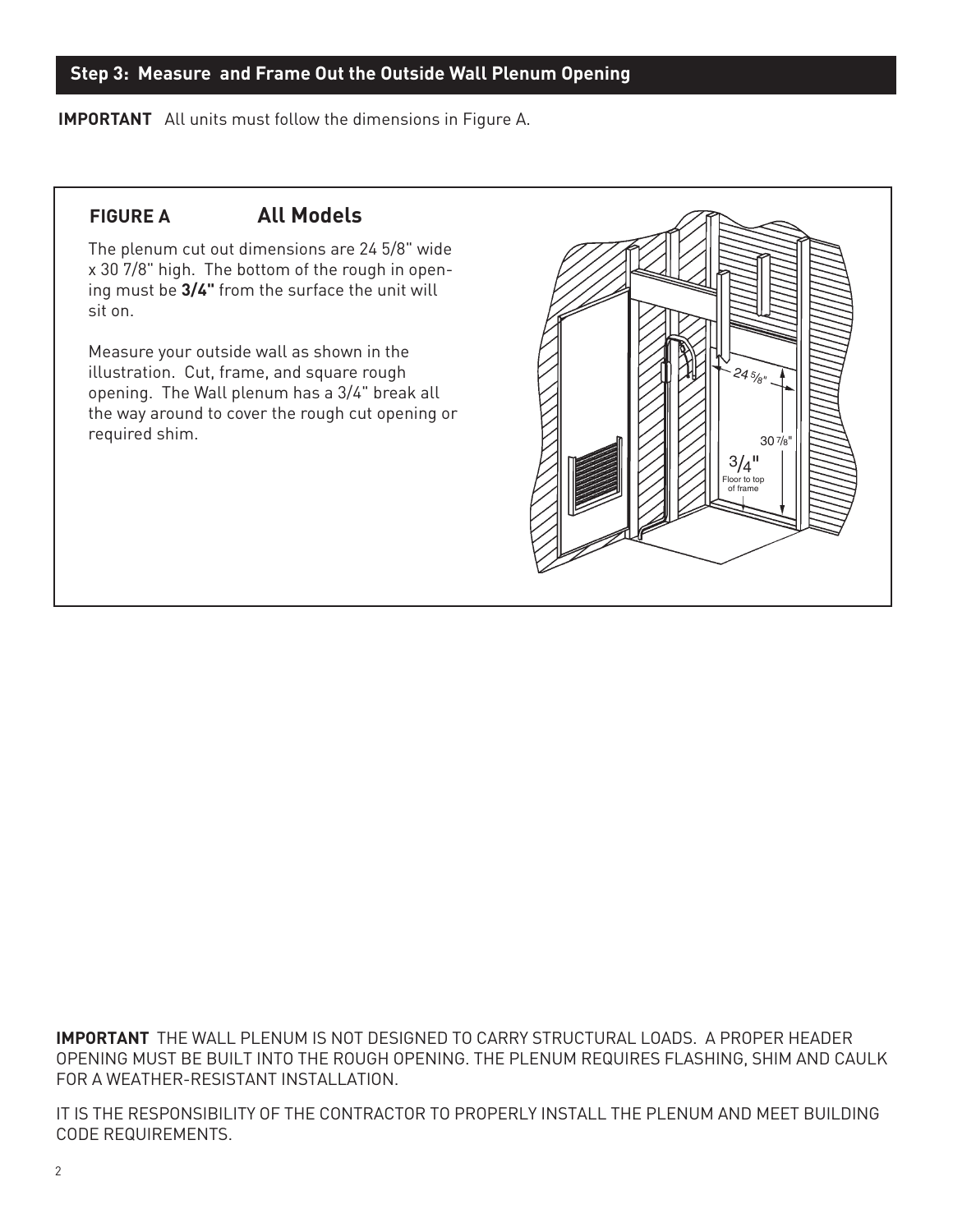## Step 3: Measure and Frame Out the Outside Wall Plenum Opening

**IMPORTANT** All units must follow the dimensions in Figure A.

**FIGURE A** **All Models**

The plenum cut out dimensions are 24 5/8" wide x 30 7/8" high. The bottom of the rough in opening must be **3/4"** from the surface the unit will sit on.

Measure your outside wall as shown in the illustration. Cut, frame, and square rough opening. The Wall plenum has a 3/4" break all the way around to cover the rough cut opening or required shim.

**IMPORTANT** THE WALL PLENUM IS NOT DESIGNED TO CARRY STRUCTURAL LOADS. A PROPER HEADER OPENING MUST BE BUILT INTO THE ROUGH OPENING. THE PLENUM REQUIRES FLASHING, SHIM AND CAULK FOR A WEATHER-RESISTANT INSTALLATION.

IT IS THE RESPONSIBILITY OF THE CONTRACTOR TO PROPERLY INSTALL THE PLENUM AND MEET BUILDING CODE REQUIREMENTS.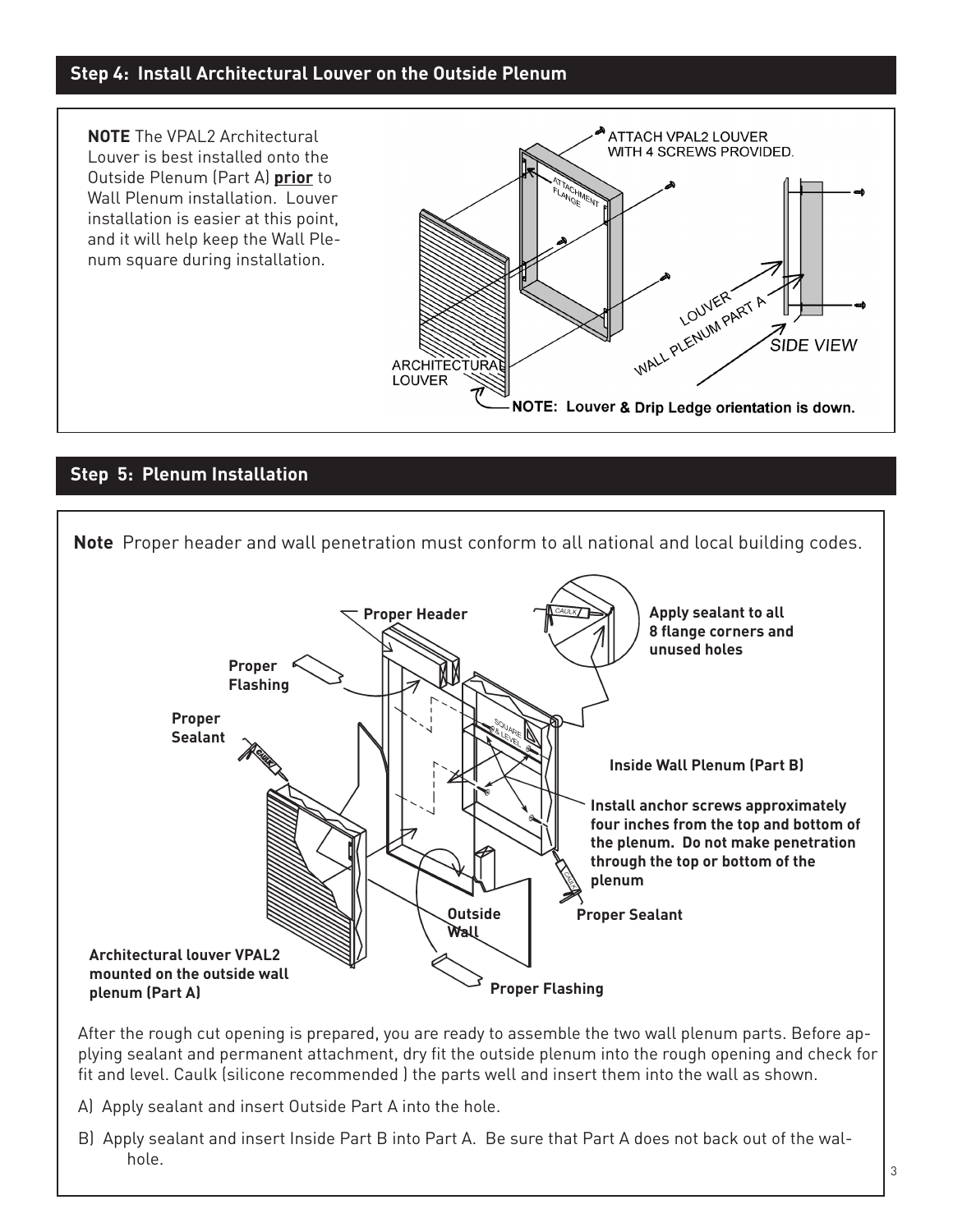## Step 4: Install Architectural Louver on the Outside Plenum

**NOTE** The VPAL2 Architectural Louver is best installed onto the Outside Plenum (Part A) **prior** to Wall Plenum installation. Louver installation is easier at this point, and it will help keep the Wall Plenum square during installation.

ATTACH VPAL2 LOUVER WITH 4 SCREWS PROVIDED.

ATTACHMENT FLANGE

ARCHITECTURAL LOUVER

LOUVER

WALL PLENUM PART A

SIDE VIEW

NOTE: Louver & Drip Ledge orientation is down.

## Step 5: Plenum Installation

**Note** Proper header and wall penetration must conform to all national and local building codes.

**Proper Header**

**Apply sealant to all 8 flange corners and unused holes**

**Proper Flashing**

**Proper Sealant**

SQUARE & LEVEL

**Inside Wall Plenum (Part B)**

**Install anchor screws approximately four inches from the top and bottom of the plenum. Do not make penetration through the top or bottom of the plenum**

**Outside Wall**

**Proper Sealant**

**Architectural louver VPAL2 mounted on the outside wall plenum (Part A)**

**Proper Flashing**

After the rough cut opening is prepared, you are ready to assemble the two wall plenum parts. Before applying sealant and permanent attachment, dry fit the outside plenum into the rough opening and check for fit and level. Caulk (silicone recommended ) the parts well and insert them into the wall as shown.

A) Apply sealant and insert Outside Part A into the hole.

B) Apply sealant and insert Inside Part B into Part A. Be sure that Part A does not back out of the wal-hole.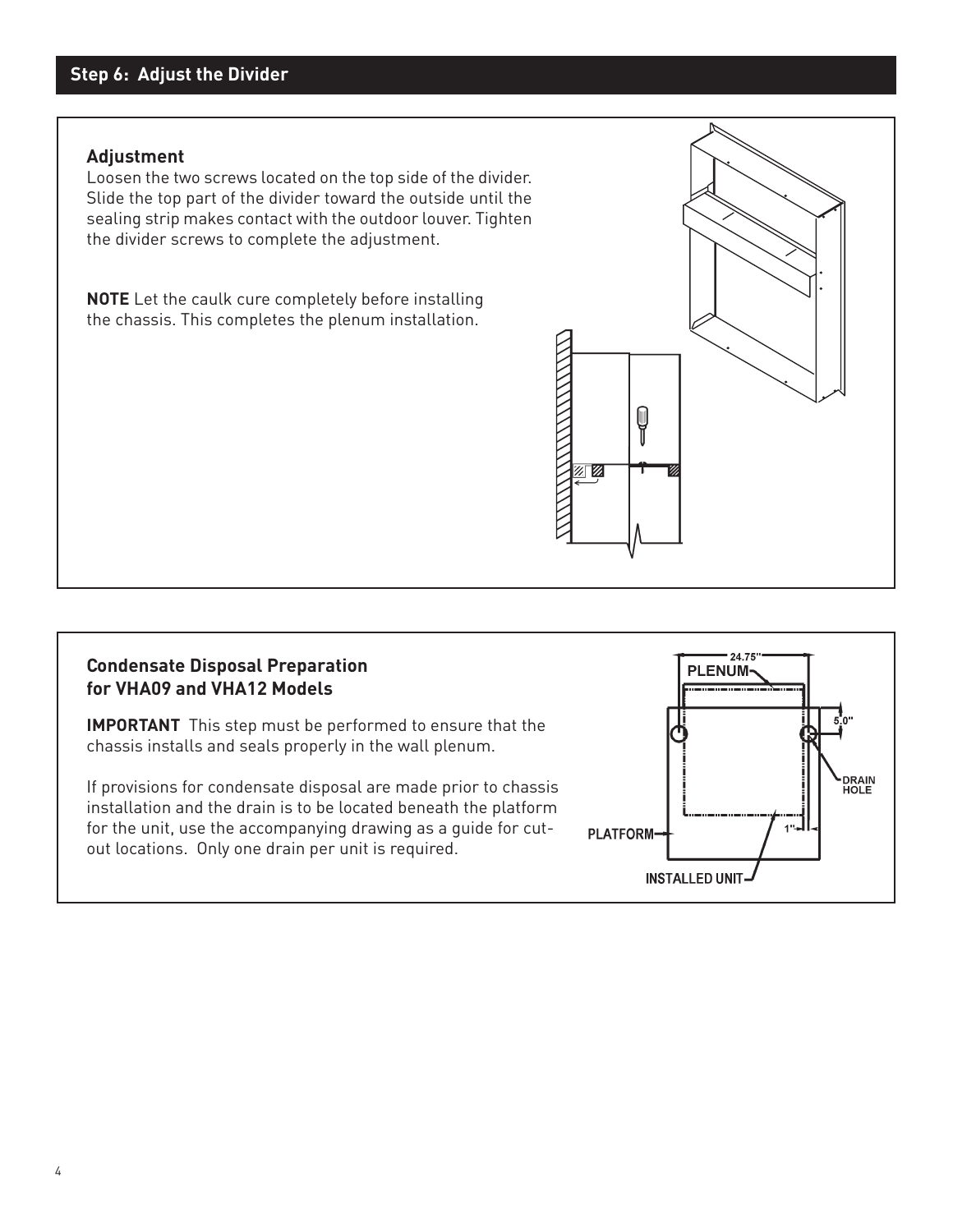## Step 6: Adjust the Divider

### Adjustment

Loosen the two screws located on the top side of the divider. Slide the top part of the divider toward the outside until the sealing strip makes contact with the outdoor louver. Tighten the divider screws to complete the adjustment.

**NOTE** Let the caulk cure completely before installing the chassis. This completes the plenum installation.

### Condensate Disposal Preparation for VHA09 and VHA12 Models

**IMPORTANT** This step must be performed to ensure that the chassis installs and seals properly in the wall plenum.

If provisions for condensate disposal are made prior to chassis installation and the drain is to be located beneath the platform for the unit, use the accompanying drawing as a guide for cut-out locations. Only one drain per unit is required.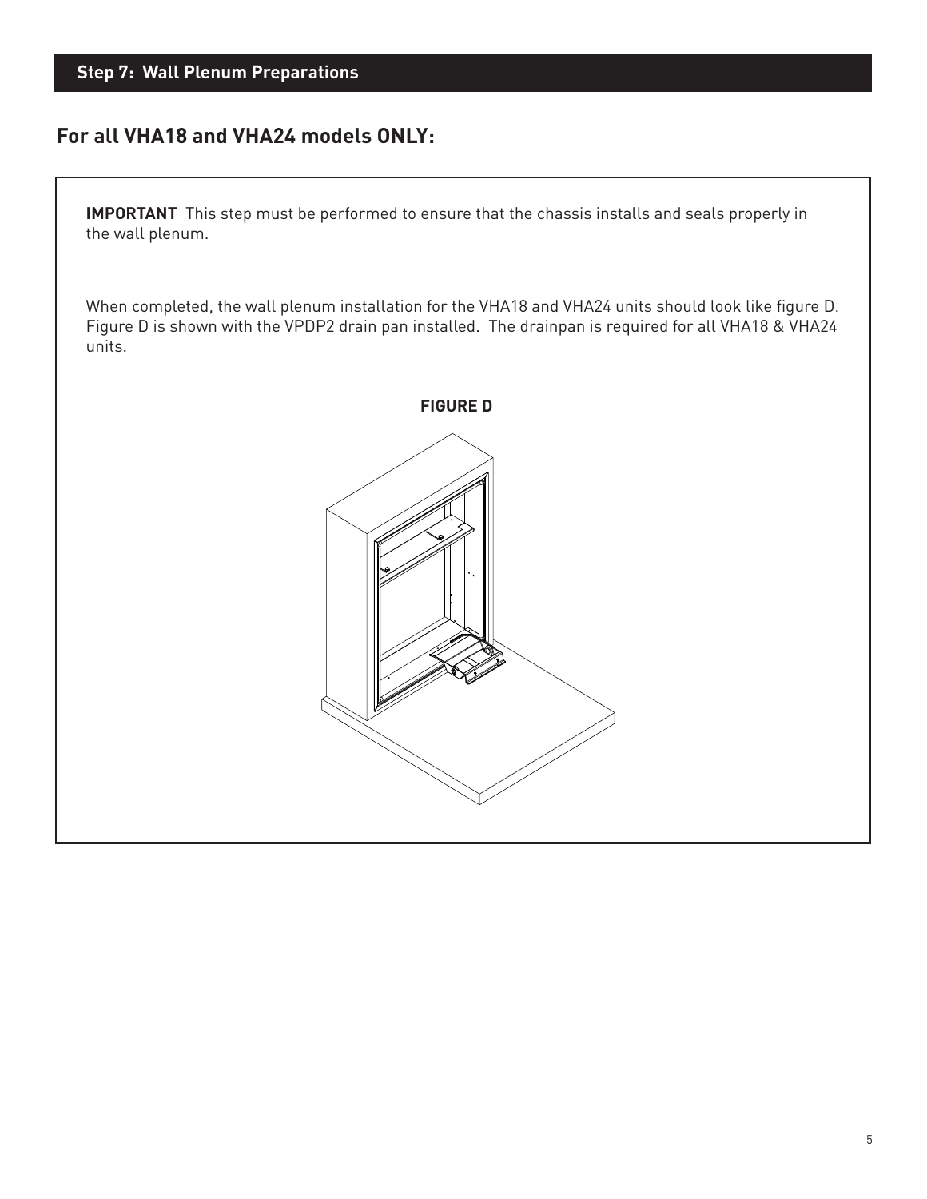## Step 7: Wall Plenum Preparations

### For all VHA18 and VHA24 models ONLY:

**IMPORTANT** This step must be performed to ensure that the chassis installs and seals properly in the wall plenum.

When completed, the wall plenum installation for the VHA18 and VHA24 units should look like figure D. Figure D is shown with the VPDP2 drain pan installed. The drainpan is required for all VHA18 & VHA24 units.

**FIGURE D**